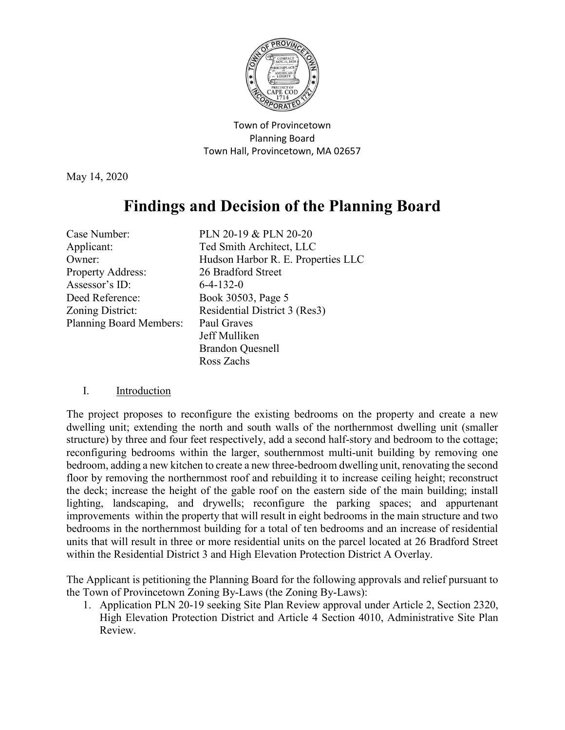Town of Provincetown
Planning Board
Town Hall, Provincetown, MA 02657

May 14, 2020

# Findings and Decision of the Planning Board

| | |
|---|---|
| Case Number: | PLN 20-19 & PLN 20-20 |
| Applicant: | Ted Smith Architect, LLC |
| Owner: | Hudson Harbor R. E. Properties LLC |
| Property Address: | 26 Bradford Street |
| Assessor's ID: | 6-4-132-0 |
| Deed Reference: | Book 30503, Page 5 |
| Zoning District: | Residential District 3 (Res3) |
| Planning Board Members: | Paul Graves |
| | Jeff Mulliken |
| | Brandon Quesnell |
| | Ross Zachs |

## I. Introduction

The project proposes to reconfigure the existing bedrooms on the property and create a new dwelling unit; extending the north and south walls of the northernmost dwelling unit (smaller structure) by three and four feet respectively, add a second half-story and bedroom to the cottage; reconfiguring bedrooms within the larger, southernmost multi-unit building by removing one bedroom, adding a new kitchen to create a new three-bedroom dwelling unit, renovating the second floor by removing the northernmost roof and rebuilding it to increase ceiling height; reconstruct the deck; increase the height of the gable roof on the eastern side of the main building; install lighting, landscaping, and drywells; reconfigure the parking spaces; and appurtenant improvements within the property that will result in eight bedrooms in the main structure and two bedrooms in the northernmost building for a total of ten bedrooms and an increase of residential units that will result in three or more residential units on the parcel located at 26 Bradford Street within the Residential District 3 and High Elevation Protection District A Overlay.

The Applicant is petitioning the Planning Board for the following approvals and relief pursuant to the Town of Provincetown Zoning By-Laws (the Zoning By-Laws):

1. Application PLN 20-19 seeking Site Plan Review approval under Article 2, Section 2320, High Elevation Protection District and Article 4 Section 4010, Administrative Site Plan Review.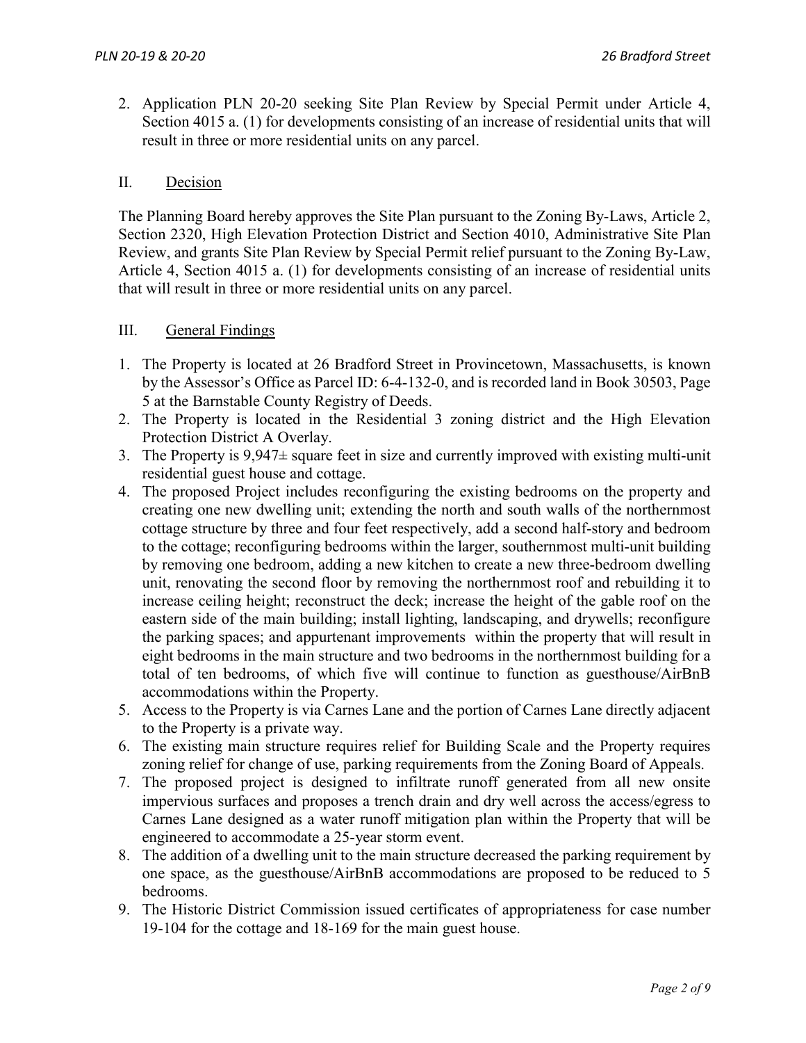2. Application PLN 20-20 seeking Site Plan Review by Special Permit under Article 4, Section 4015 a. (1) for developments consisting of an increase of residential units that will result in three or more residential units on any parcel.

## II. Decision

The Planning Board hereby approves the Site Plan pursuant to the Zoning By-Laws, Article 2, Section 2320, High Elevation Protection District and Section 4010, Administrative Site Plan Review, and grants Site Plan Review by Special Permit relief pursuant to the Zoning By-Law, Article 4, Section 4015 a. (1) for developments consisting of an increase of residential units that will result in three or more residential units on any parcel.

## III. General Findings

1. The Property is located at 26 Bradford Street in Provincetown, Massachusetts, is known by the Assessor's Office as Parcel ID: 6-4-132-0, and is recorded land in Book 30503, Page 5 at the Barnstable County Registry of Deeds.
2. The Property is located in the Residential 3 zoning district and the High Elevation Protection District A Overlay.
3. The Property is 9,947± square feet in size and currently improved with existing multi-unit residential guest house and cottage.
4. The proposed Project includes reconfiguring the existing bedrooms on the property and creating one new dwelling unit; extending the north and south walls of the northernmost cottage structure by three and four feet respectively, add a second half-story and bedroom to the cottage; reconfiguring bedrooms within the larger, southernmost multi-unit building by removing one bedroom, adding a new kitchen to create a new three-bedroom dwelling unit, renovating the second floor by removing the northernmost roof and rebuilding it to increase ceiling height; reconstruct the deck; increase the height of the gable roof on the eastern side of the main building; install lighting, landscaping, and drywells; reconfigure the parking spaces; and appurtenant improvements within the property that will result in eight bedrooms in the main structure and two bedrooms in the northernmost building for a total of ten bedrooms, of which five will continue to function as guesthouse/AirBnB accommodations within the Property.
5. Access to the Property is via Carnes Lane and the portion of Carnes Lane directly adjacent to the Property is a private way.
6. The existing main structure requires relief for Building Scale and the Property requires zoning relief for change of use, parking requirements from the Zoning Board of Appeals.
7. The proposed project is designed to infiltrate runoff generated from all new onsite impervious surfaces and proposes a trench drain and dry well across the access/egress to Carnes Lane designed as a water runoff mitigation plan within the Property that will be engineered to accommodate a 25-year storm event.
8. The addition of a dwelling unit to the main structure decreased the parking requirement by one space, as the guesthouse/AirBnB accommodations are proposed to be reduced to 5 bedrooms.
9. The Historic District Commission issued certificates of appropriateness for case number 19-104 for the cottage and 18-169 for the main guest house.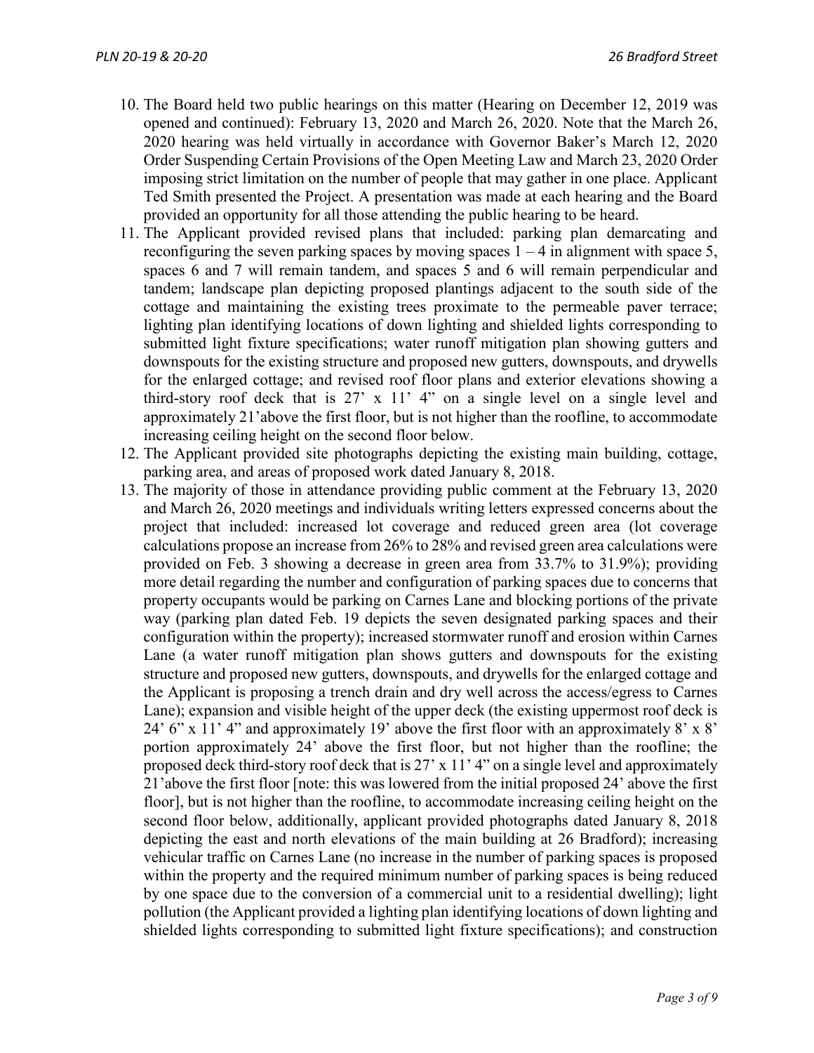10. The Board held two public hearings on this matter (Hearing on December 12, 2019 was opened and continued): February 13, 2020 and March 26, 2020. Note that the March 26, 2020 hearing was held virtually in accordance with Governor Baker's March 12, 2020 Order Suspending Certain Provisions of the Open Meeting Law and March 23, 2020 Order imposing strict limitation on the number of people that may gather in one place. Applicant Ted Smith presented the Project. A presentation was made at each hearing and the Board provided an opportunity for all those attending the public hearing to be heard.
11. The Applicant provided revised plans that included: parking plan demarcating and reconfiguring the seven parking spaces by moving spaces 1 – 4 in alignment with space 5, spaces 6 and 7 will remain tandem, and spaces 5 and 6 will remain perpendicular and tandem; landscape plan depicting proposed plantings adjacent to the south side of the cottage and maintaining the existing trees proximate to the permeable paver terrace; lighting plan identifying locations of down lighting and shielded lights corresponding to submitted light fixture specifications; water runoff mitigation plan showing gutters and downspouts for the existing structure and proposed new gutters, downspouts, and drywells for the enlarged cottage; and revised roof floor plans and exterior elevations showing a third-story roof deck that is 27' x 11' 4" on a single level on a single level and approximately 21'above the first floor, but is not higher than the roofline, to accommodate increasing ceiling height on the second floor below.
12. The Applicant provided site photographs depicting the existing main building, cottage, parking area, and areas of proposed work dated January 8, 2018.
13. The majority of those in attendance providing public comment at the February 13, 2020 and March 26, 2020 meetings and individuals writing letters expressed concerns about the project that included: increased lot coverage and reduced green area (lot coverage calculations propose an increase from 26% to 28% and revised green area calculations were provided on Feb. 3 showing a decrease in green area from 33.7% to 31.9%); providing more detail regarding the number and configuration of parking spaces due to concerns that property occupants would be parking on Carnes Lane and blocking portions of the private way (parking plan dated Feb. 19 depicts the seven designated parking spaces and their configuration within the property); increased stormwater runoff and erosion within Carnes Lane (a water runoff mitigation plan shows gutters and downspouts for the existing structure and proposed new gutters, downspouts, and drywells for the enlarged cottage and the Applicant is proposing a trench drain and dry well across the access/egress to Carnes Lane); expansion and visible height of the upper deck (the existing uppermost roof deck is 24' 6" x 11' 4" and approximately 19' above the first floor with an approximately 8' x 8' portion approximately 24' above the first floor, but not higher than the roofline; the proposed deck third-story roof deck that is 27' x 11' 4" on a single level and approximately 21'above the first floor [note: this was lowered from the initial proposed 24' above the first floor], but is not higher than the roofline, to accommodate increasing ceiling height on the second floor below, additionally, applicant provided photographs dated January 8, 2018 depicting the east and north elevations of the main building at 26 Bradford); increasing vehicular traffic on Carnes Lane (no increase in the number of parking spaces is proposed within the property and the required minimum number of parking spaces is being reduced by one space due to the conversion of a commercial unit to a residential dwelling); light pollution (the Applicant provided a lighting plan identifying locations of down lighting and shielded lights corresponding to submitted light fixture specifications); and construction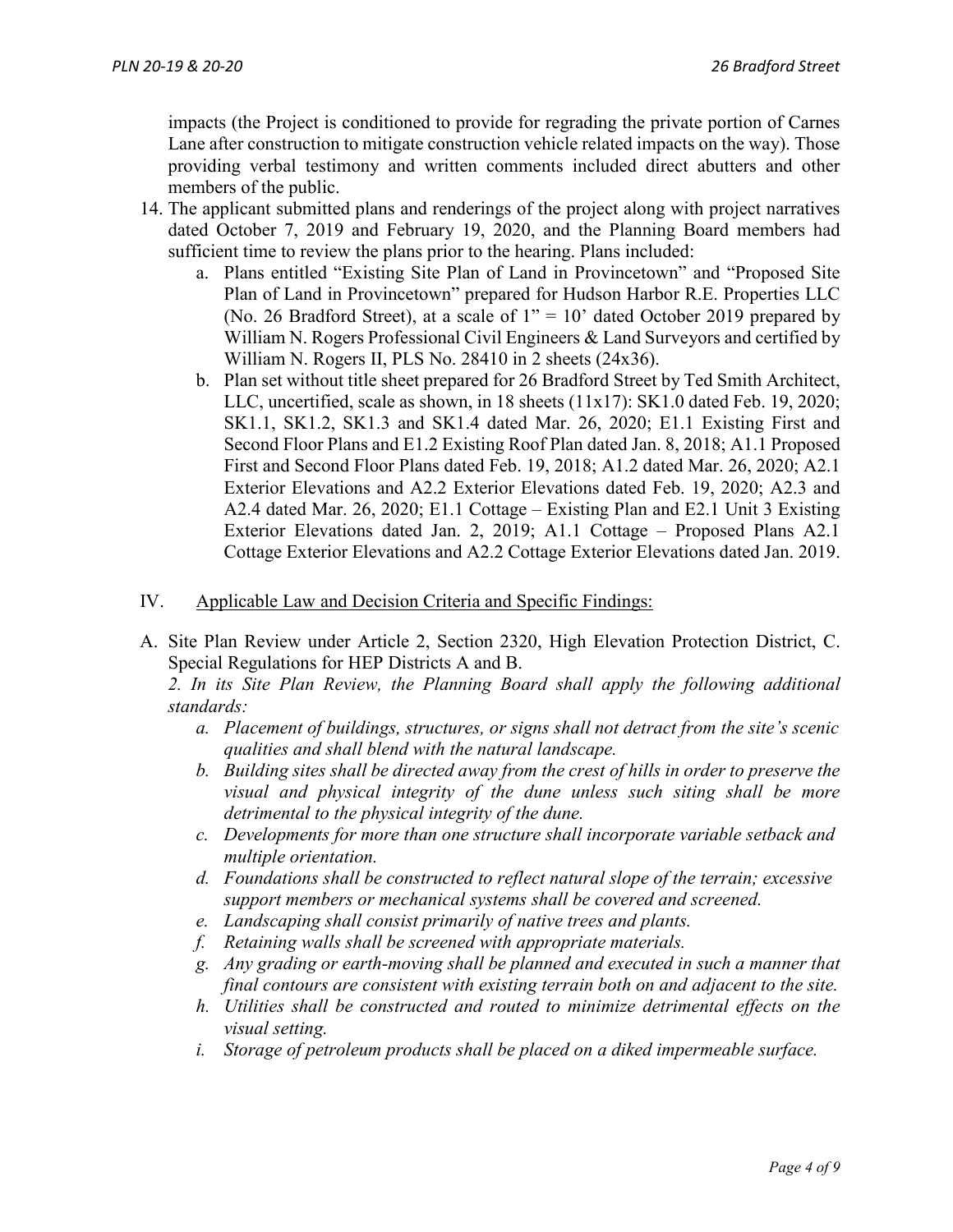impacts (the Project is conditioned to provide for regrading the private portion of Carnes Lane after construction to mitigate construction vehicle related impacts on the way). Those providing verbal testimony and written comments included direct abutters and other members of the public.

14. The applicant submitted plans and renderings of the project along with project narratives dated October 7, 2019 and February 19, 2020, and the Planning Board members had sufficient time to review the plans prior to the hearing. Plans included:
    a. Plans entitled "Existing Site Plan of Land in Provincetown" and "Proposed Site Plan of Land in Provincetown" prepared for Hudson Harbor R.E. Properties LLC (No. 26 Bradford Street), at a scale of 1" = 10' dated October 2019 prepared by William N. Rogers Professional Civil Engineers & Land Surveyors and certified by William N. Rogers II, PLS No. 28410 in 2 sheets (24x36).
    b. Plan set without title sheet prepared for 26 Bradford Street by Ted Smith Architect, LLC, uncertified, scale as shown, in 18 sheets (11x17): SK1.0 dated Feb. 19, 2020; SK1.1, SK1.2, SK1.3 and SK1.4 dated Mar. 26, 2020; E1.1 Existing First and Second Floor Plans and E1.2 Existing Roof Plan dated Jan. 8, 2018; A1.1 Proposed First and Second Floor Plans dated Feb. 19, 2018; A1.2 dated Mar. 26, 2020; A2.1 Exterior Elevations and A2.2 Exterior Elevations dated Feb. 19, 2020; A2.3 and A2.4 dated Mar. 26, 2020; E1.1 Cottage – Existing Plan and E2.1 Unit 3 Existing Exterior Elevations dated Jan. 2, 2019; A1.1 Cottage – Proposed Plans A2.1 Cottage Exterior Elevations and A2.2 Cottage Exterior Elevations dated Jan. 2019.

## IV. Applicable Law and Decision Criteria and Specific Findings:

A. Site Plan Review under Article 2, Section 2320, High Elevation Protection District, C. Special Regulations for HEP Districts A and B.

*2. In its Site Plan Review, the Planning Board shall apply the following additional standards:*

*a. Placement of buildings, structures, or signs shall not detract from the site's scenic qualities and shall blend with the natural landscape.*

*b. Building sites shall be directed away from the crest of hills in order to preserve the visual and physical integrity of the dune unless such siting shall be more detrimental to the physical integrity of the dune.*

*c. Developments for more than one structure shall incorporate variable setback and multiple orientation.*

*d. Foundations shall be constructed to reflect natural slope of the terrain; excessive support members or mechanical systems shall be covered and screened.*

*e. Landscaping shall consist primarily of native trees and plants.*

*f. Retaining walls shall be screened with appropriate materials.*

*g. Any grading or earth-moving shall be planned and executed in such a manner that final contours are consistent with existing terrain both on and adjacent to the site.*

*h. Utilities shall be constructed and routed to minimize detrimental effects on the visual setting.*

*i. Storage of petroleum products shall be placed on a diked impermeable surface.*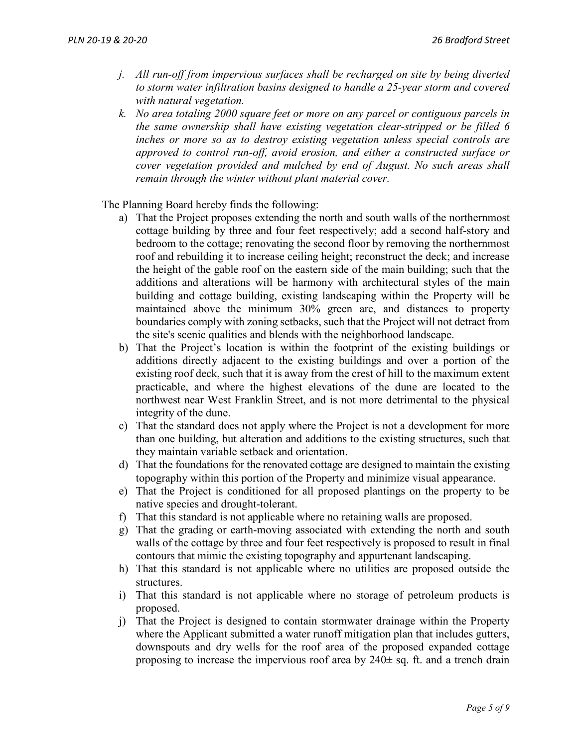*j. All run-off from impervious surfaces shall be recharged on site by being diverted to storm water infiltration basins designed to handle a 25-year storm and covered with natural vegetation.*

*k. No area totaling 2000 square feet or more on any parcel or contiguous parcels in the same ownership shall have existing vegetation clear-stripped or be filled 6 inches or more so as to destroy existing vegetation unless special controls are approved to control run-off, avoid erosion, and either a constructed surface or cover vegetation provided and mulched by end of August. No such areas shall remain through the winter without plant material cover.*

The Planning Board hereby finds the following:

a) That the Project proposes extending the north and south walls of the northernmost cottage building by three and four feet respectively; add a second half-story and bedroom to the cottage; renovating the second floor by removing the northernmost roof and rebuilding it to increase ceiling height; reconstruct the deck; and increase the height of the gable roof on the eastern side of the main building; such that the additions and alterations will be harmony with architectural styles of the main building and cottage building, existing landscaping within the Property will be maintained above the minimum 30% green are, and distances to property boundaries comply with zoning setbacks, such that the Project will not detract from the site's scenic qualities and blends with the neighborhood landscape.

b) That the Project's location is within the footprint of the existing buildings or additions directly adjacent to the existing buildings and over a portion of the existing roof deck, such that it is away from the crest of hill to the maximum extent practicable, and where the highest elevations of the dune are located to the northwest near West Franklin Street, and is not more detrimental to the physical integrity of the dune.

c) That the standard does not apply where the Project is not a development for more than one building, but alteration and additions to the existing structures, such that they maintain variable setback and orientation.

d) That the foundations for the renovated cottage are designed to maintain the existing topography within this portion of the Property and minimize visual appearance.

e) That the Project is conditioned for all proposed plantings on the property to be native species and drought-tolerant.

f) That this standard is not applicable where no retaining walls are proposed.

g) That the grading or earth-moving associated with extending the north and south walls of the cottage by three and four feet respectively is proposed to result in final contours that mimic the existing topography and appurtenant landscaping.

h) That this standard is not applicable where no utilities are proposed outside the structures.

i) That this standard is not applicable where no storage of petroleum products is proposed.

j) That the Project is designed to contain stormwater drainage within the Property where the Applicant submitted a water runoff mitigation plan that includes gutters, downspouts and dry wells for the roof area of the proposed expanded cottage proposing to increase the impervious roof area by 240± sq. ft. and a trench drain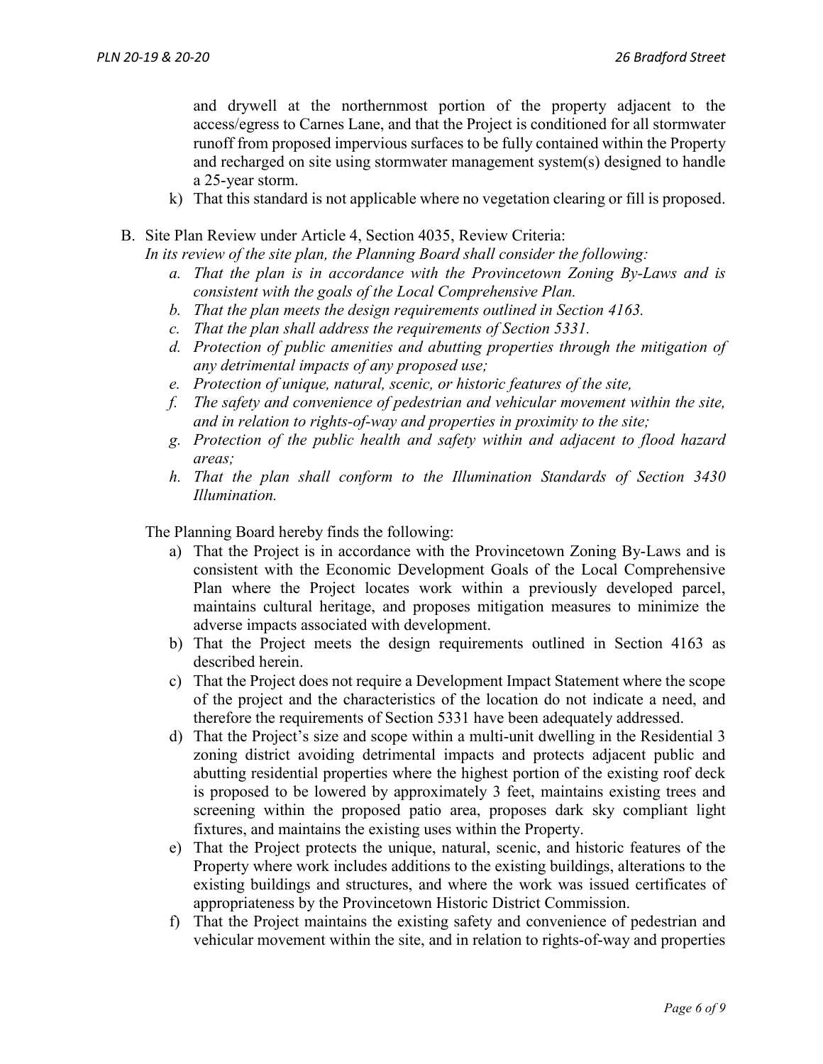and drywell at the northernmost portion of the property adjacent to the access/egress to Carnes Lane, and that the Project is conditioned for all stormwater runoff from proposed impervious surfaces to be fully contained within the Property and recharged on site using stormwater management system(s) designed to handle a 25-year storm.

k) That this standard is not applicable where no vegetation clearing or fill is proposed.

B. Site Plan Review under Article 4, Section 4035, Review Criteria:
*In its review of the site plan, the Planning Board shall consider the following:*

*a. That the plan is in accordance with the Provincetown Zoning By-Laws and is consistent with the goals of the Local Comprehensive Plan.*
*b. That the plan meets the design requirements outlined in Section 4163.*
*c. That the plan shall address the requirements of Section 5331.*
*d. Protection of public amenities and abutting properties through the mitigation of any detrimental impacts of any proposed use;*
*e. Protection of unique, natural, scenic, or historic features of the site,*
*f. The safety and convenience of pedestrian and vehicular movement within the site, and in relation to rights-of-way and properties in proximity to the site;*
*g. Protection of the public health and safety within and adjacent to flood hazard areas;*
*h. That the plan shall conform to the Illumination Standards of Section 3430 Illumination.*

The Planning Board hereby finds the following:

a) That the Project is in accordance with the Provincetown Zoning By-Laws and is consistent with the Economic Development Goals of the Local Comprehensive Plan where the Project locates work within a previously developed parcel, maintains cultural heritage, and proposes mitigation measures to minimize the adverse impacts associated with development.
b) That the Project meets the design requirements outlined in Section 4163 as described herein.
c) That the Project does not require a Development Impact Statement where the scope of the project and the characteristics of the location do not indicate a need, and therefore the requirements of Section 5331 have been adequately addressed.
d) That the Project's size and scope within a multi-unit dwelling in the Residential 3 zoning district avoiding detrimental impacts and protects adjacent public and abutting residential properties where the highest portion of the existing roof deck is proposed to be lowered by approximately 3 feet, maintains existing trees and screening within the proposed patio area, proposes dark sky compliant light fixtures, and maintains the existing uses within the Property.
e) That the Project protects the unique, natural, scenic, and historic features of the Property where work includes additions to the existing buildings, alterations to the existing buildings and structures, and where the work was issued certificates of appropriateness by the Provincetown Historic District Commission.
f) That the Project maintains the existing safety and convenience of pedestrian and vehicular movement within the site, and in relation to rights-of-way and properties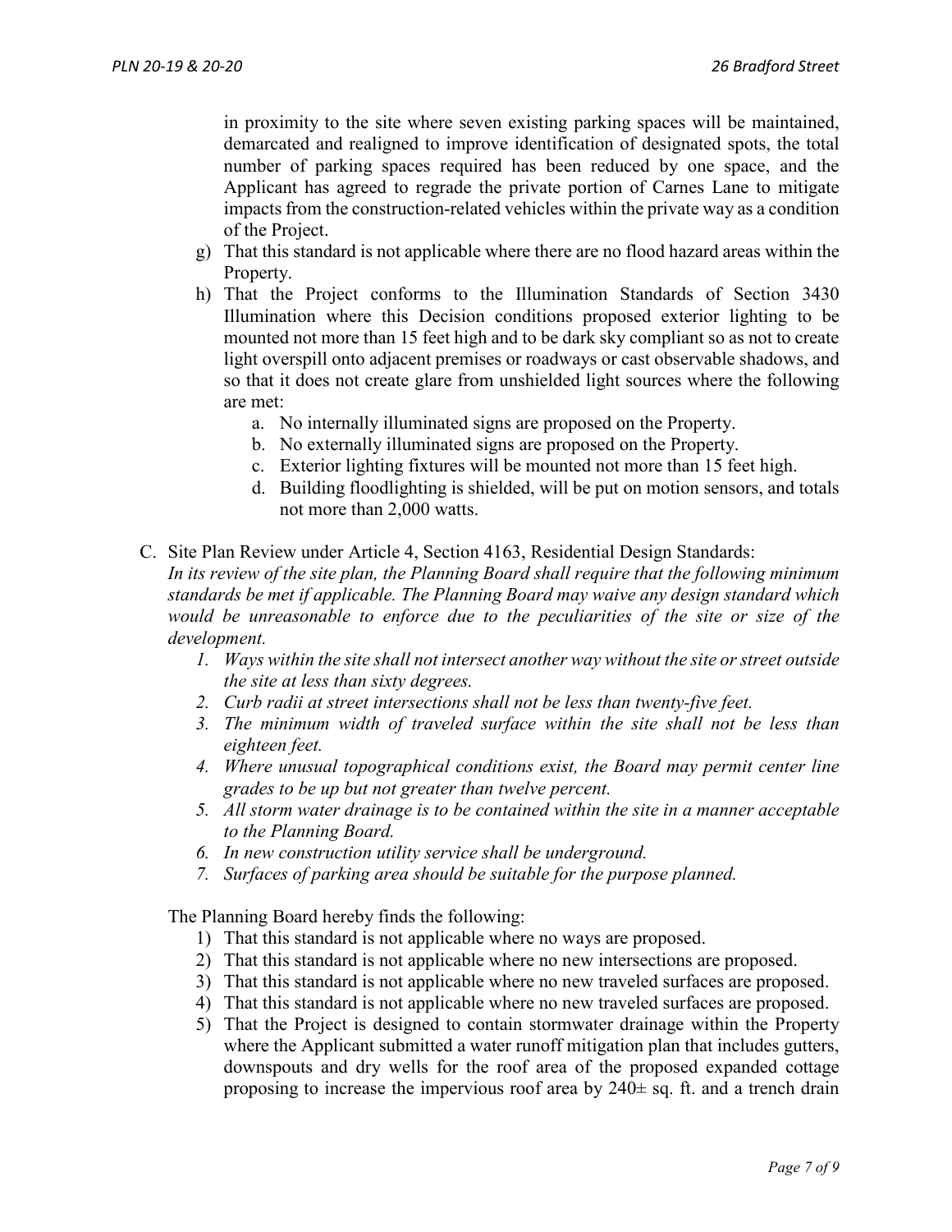in proximity to the site where seven existing parking spaces will be maintained, demarcated and realigned to improve identification of designated spots, the total number of parking spaces required has been reduced by one space, and the Applicant has agreed to regrade the private portion of Carnes Lane to mitigate impacts from the construction-related vehicles within the private way as a condition of the Project.

g) That this standard is not applicable where there are no flood hazard areas within the Property.

h) That the Project conforms to the Illumination Standards of Section 3430 Illumination where this Decision conditions proposed exterior lighting to be mounted not more than 15 feet high and to be dark sky compliant so as not to create light overspill onto adjacent premises or roadways or cast observable shadows, and so that it does not create glare from unshielded light sources where the following are met:

   a. No internally illuminated signs are proposed on the Property.
   b. No externally illuminated signs are proposed on the Property.
   c. Exterior lighting fixtures will be mounted not more than 15 feet high.
   d. Building floodlighting is shielded, will be put on motion sensors, and totals not more than 2,000 watts.

C. Site Plan Review under Article 4, Section 4163, Residential Design Standards:

*In its review of the site plan, the Planning Board shall require that the following minimum standards be met if applicable. The Planning Board may waive any design standard which would be unreasonable to enforce due to the peculiarities of the site or size of the development.*

1. *Ways within the site shall not intersect another way without the site or street outside the site at less than sixty degrees.*
2. *Curb radii at street intersections shall not be less than twenty-five feet.*
3. *The minimum width of traveled surface within the site shall not be less than eighteen feet.*
4. *Where unusual topographical conditions exist, the Board may permit center line grades to be up but not greater than twelve percent.*
5. *All storm water drainage is to be contained within the site in a manner acceptable to the Planning Board.*
6. *In new construction utility service shall be underground.*
7. *Surfaces of parking area should be suitable for the purpose planned.*

The Planning Board hereby finds the following:

1) That this standard is not applicable where no ways are proposed.
2) That this standard is not applicable where no new intersections are proposed.
3) That this standard is not applicable where no new traveled surfaces are proposed.
4) That this standard is not applicable where no new traveled surfaces are proposed.
5) That the Project is designed to contain stormwater drainage within the Property where the Applicant submitted a water runoff mitigation plan that includes gutters, downspouts and dry wells for the roof area of the proposed expanded cottage proposing to increase the impervious roof area by 240± sq. ft. and a trench drain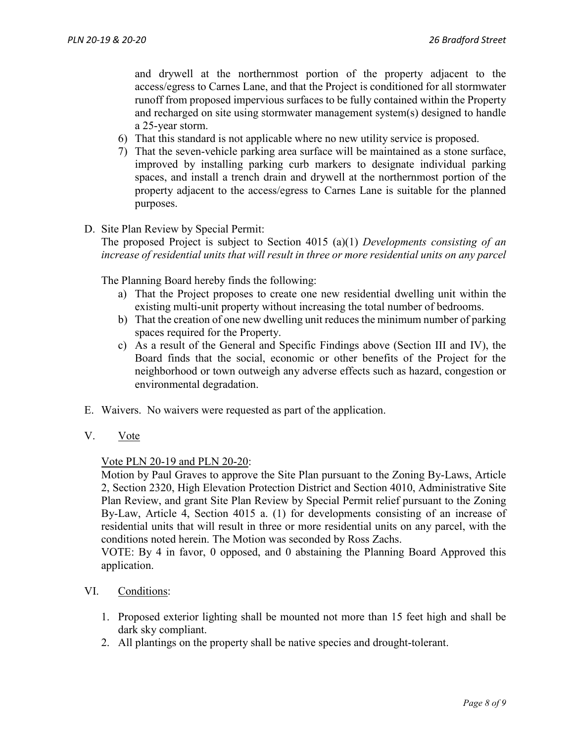and drywell at the northernmost portion of the property adjacent to the access/egress to Carnes Lane, and that the Project is conditioned for all stormwater runoff from proposed impervious surfaces to be fully contained within the Property and recharged on site using stormwater management system(s) designed to handle a 25-year storm.

6) That this standard is not applicable where no new utility service is proposed.
7) That the seven-vehicle parking area surface will be maintained as a stone surface, improved by installing parking curb markers to designate individual parking spaces, and install a trench drain and drywell at the northernmost portion of the property adjacent to the access/egress to Carnes Lane is suitable for the planned purposes.

D. Site Plan Review by Special Permit:
The proposed Project is subject to Section 4015 (a)(1) *Developments consisting of an increase of residential units that will result in three or more residential units on any parcel*

The Planning Board hereby finds the following:

a) That the Project proposes to create one new residential dwelling unit within the existing multi-unit property without increasing the total number of bedrooms.
b) That the creation of one new dwelling unit reduces the minimum number of parking spaces required for the Property.
c) As a result of the General and Specific Findings above (Section III and IV), the Board finds that the social, economic or other benefits of the Project for the neighborhood or town outweigh any adverse effects such as hazard, congestion or environmental degradation.

E. Waivers. No waivers were requested as part of the application.

## V. Vote

Vote PLN 20-19 and PLN 20-20:

Motion by Paul Graves to approve the Site Plan pursuant to the Zoning By-Laws, Article 2, Section 2320, High Elevation Protection District and Section 4010, Administrative Site Plan Review, and grant Site Plan Review by Special Permit relief pursuant to the Zoning By-Law, Article 4, Section 4015 a. (1) for developments consisting of an increase of residential units that will result in three or more residential units on any parcel, with the conditions noted herein. The Motion was seconded by Ross Zachs.

VOTE: By 4 in favor, 0 opposed, and 0 abstaining the Planning Board Approved this application.

## VI. Conditions:

1. Proposed exterior lighting shall be mounted not more than 15 feet high and shall be dark sky compliant.
2. All plantings on the property shall be native species and drought-tolerant.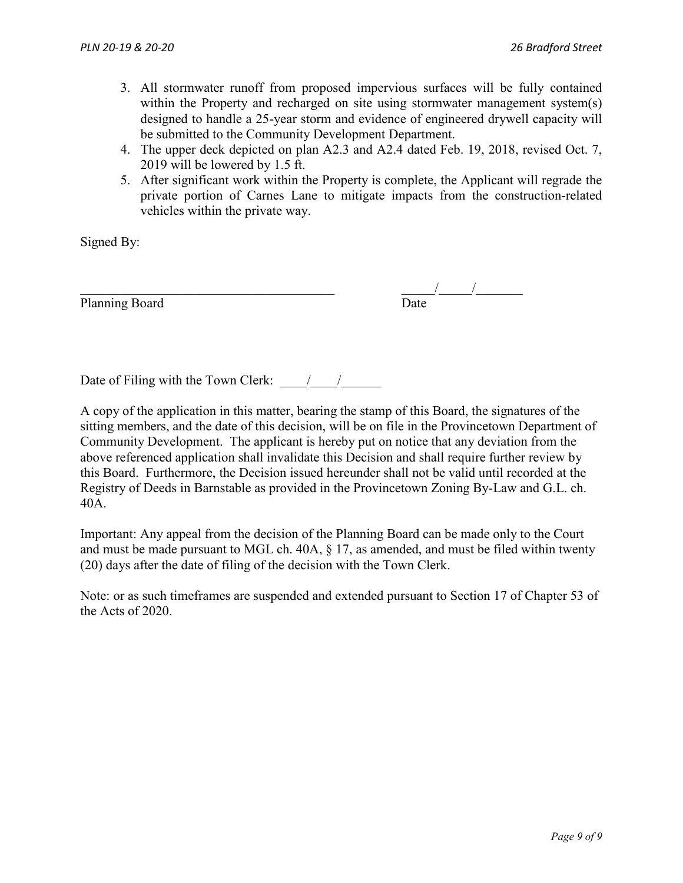3. All stormwater runoff from proposed impervious surfaces will be fully contained within the Property and recharged on site using stormwater management system(s) designed to handle a 25-year storm and evidence of engineered drywell capacity will be submitted to the Community Development Department.
4. The upper deck depicted on plan A2.3 and A2.4 dated Feb. 19, 2018, revised Oct. 7, 2019 will be lowered by 1.5 ft.
5. After significant work within the Property is complete, the Applicant will regrade the private portion of Carnes Lane to mitigate impacts from the construction-related vehicles within the private way.

Signed By:

_______________________________________ _____/_____/_______

Planning Board Date

Date of Filing with the Town Clerk: ____/____/______

A copy of the application in this matter, bearing the stamp of this Board, the signatures of the sitting members, and the date of this decision, will be on file in the Provincetown Department of Community Development. The applicant is hereby put on notice that any deviation from the above referenced application shall invalidate this Decision and shall require further review by this Board. Furthermore, the Decision issued hereunder shall not be valid until recorded at the Registry of Deeds in Barnstable as provided in the Provincetown Zoning By-Law and G.L. ch. 40A.

Important: Any appeal from the decision of the Planning Board can be made only to the Court and must be made pursuant to MGL ch. 40A, § 17, as amended, and must be filed within twenty (20) days after the date of filing of the decision with the Town Clerk.

Note: or as such timeframes are suspended and extended pursuant to Section 17 of Chapter 53 of the Acts of 2020.